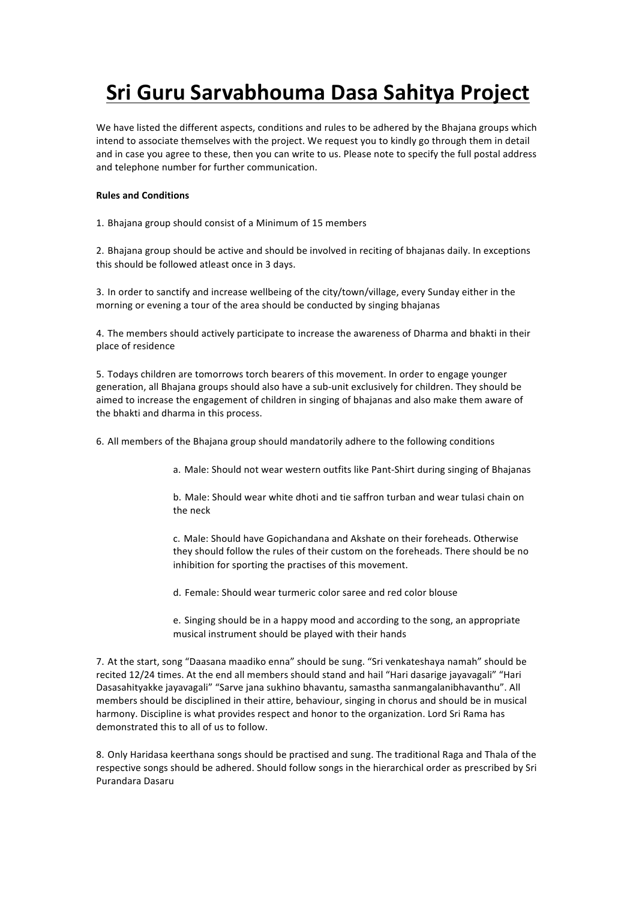# Sri Guru Sarvabhouma Dasa Sahitya Project

We have listed the different aspects, conditions and rules to be adhered by the Bhajana groups which intend to associate themselves with the project. We request you to kindly go through them in detail and in case you agree to these, then you can write to us. Please note to specify the full postal address and telephone number for further communication.

**Rules and Conditions**

1. Bhajana group should consist of a Minimum of 15 members

2. Bhajana group should be active and should be involved in reciting of bhajanas daily. In exceptions this should be followed atleast once in 3 days.

3. In order to sanctify and increase wellbeing of the city/town/village, every Sunday either in the morning or evening a tour of the area should be conducted by singing bhajanas

4. The members should actively participate to increase the awareness of Dharma and bhakti in their place of residence

5. Todays children are tomorrows torch bearers of this movement. In order to engage younger generation, all Bhajana groups should also have a sub-unit exclusively for children. They should be aimed to increase the engagement of children in singing of bhajanas and also make them aware of the bhakti and dharma in this process.

6. All members of the Bhajana group should mandatorily adhere to the following conditions

    a. Male: Should not wear western outfits like Pant-Shirt during singing of Bhajanas

    b. Male: Should wear white dhoti and tie saffron turban and wear tulasi chain on the neck

    c. Male: Should have Gopichandana and Akshate on their foreheads. Otherwise they should follow the rules of their custom on the foreheads. There should be no inhibition for sporting the practises of this movement.

    d. Female: Should wear turmeric color saree and red color blouse

    e. Singing should be in a happy mood and according to the song, an appropriate musical instrument should be played with their hands

7. At the start, song "Daasana maadiko enna" should be sung. "Sri venkateshaya namah" should be recited 12/24 times. At the end all members should stand and hail "Hari dasarige jayavagali" "Hari Dasasahityakke jayavagali" "Sarve jana sukhino bhavantu, samastha sanmangalanibhavanthu". All members should be disciplined in their attire, behaviour, singing in chorus and should be in musical harmony. Discipline is what provides respect and honor to the organization. Lord Sri Rama has demonstrated this to all of us to follow.

8. Only Haridasa keerthana songs should be practised and sung. The traditional Raga and Thala of the respective songs should be adhered. Should follow songs in the hierarchical order as prescribed by Sri Purandara Dasaru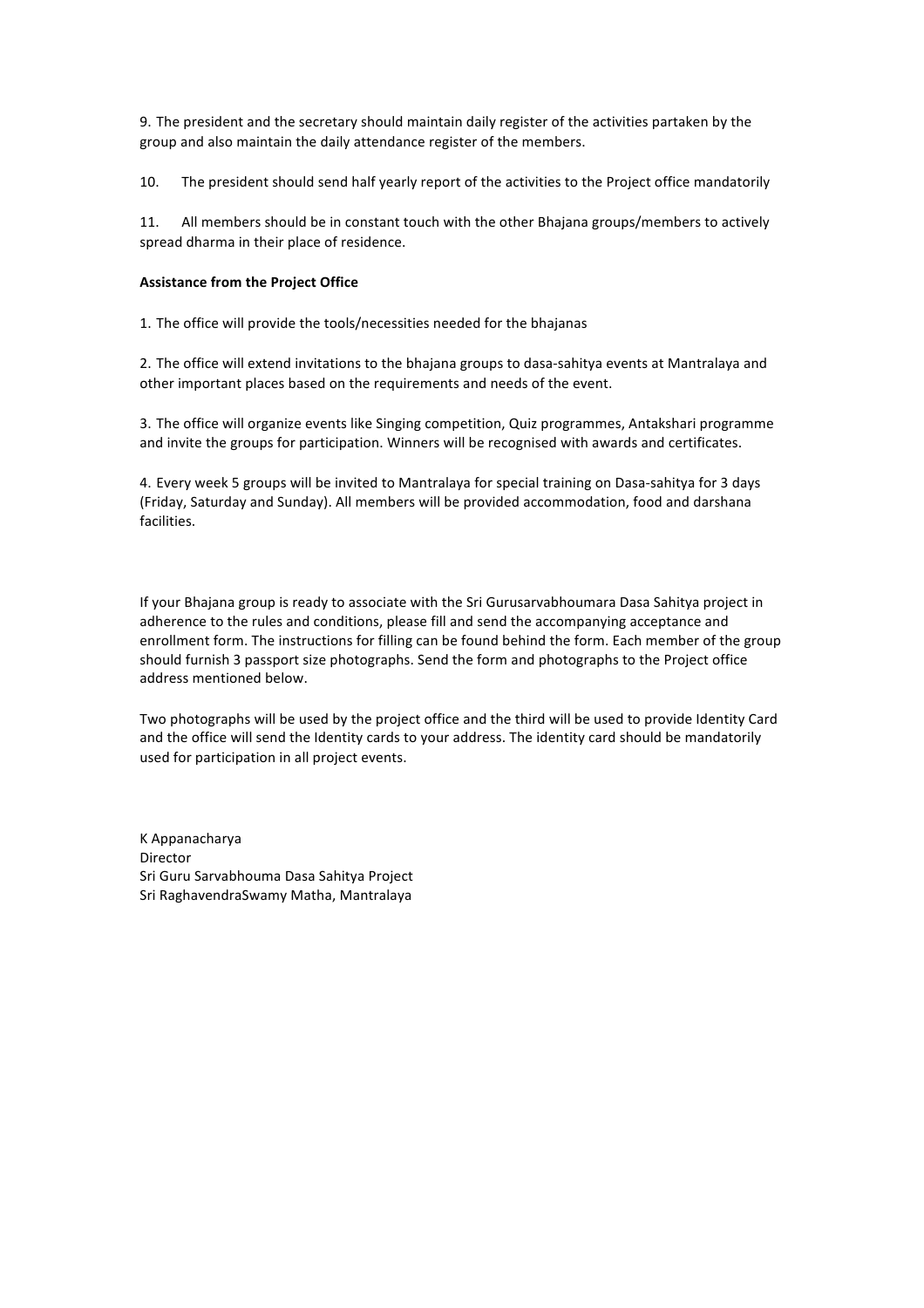9. The president and the secretary should maintain daily register of the activities partaken by the group and also maintain the daily attendance register of the members.

10. The president should send half yearly report of the activities to the Project office mandatorily

11. All members should be in constant touch with the other Bhajana groups/members to actively spread dharma in their place of residence.

**Assistance from the Project Office**

1. The office will provide the tools/necessities needed for the bhajanas

2. The office will extend invitations to the bhajana groups to dasa-sahitya events at Mantralaya and other important places based on the requirements and needs of the event.

3. The office will organize events like Singing competition, Quiz programmes, Antakshari programme and invite the groups for participation. Winners will be recognised with awards and certificates.

4. Every week 5 groups will be invited to Mantralaya for special training on Dasa-sahitya for 3 days (Friday, Saturday and Sunday). All members will be provided accommodation, food and darshana facilities.

If your Bhajana group is ready to associate with the Sri Gurusarvabhoumara Dasa Sahitya project in adherence to the rules and conditions, please fill and send the accompanying acceptance and enrollment form. The instructions for filling can be found behind the form. Each member of the group should furnish 3 passport size photographs. Send the form and photographs to the Project office address mentioned below.

Two photographs will be used by the project office and the third will be used to provide Identity Card and the office will send the Identity cards to your address. The identity card should be mandatorily used for participation in all project events.

K Appanacharya
Director
Sri Guru Sarvabhouma Dasa Sahitya Project
Sri RaghavendraSwamy Matha, Mantralaya